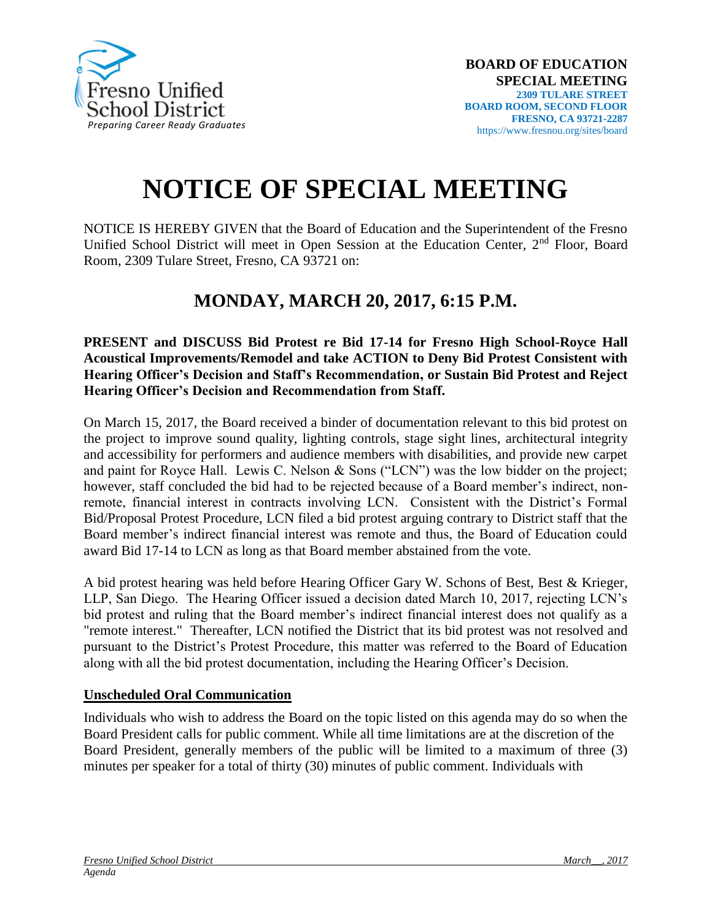Fresno Unified School District
*Preparing Career Ready Graduates*

**BOARD OF EDUCATION**
**SPECIAL MEETING**
**2309 TULARE STREET**
**BOARD ROOM, SECOND FLOOR**
**FRESNO, CA 93721-2287**
https://www.fresnou.org/sites/board

# NOTICE OF SPECIAL MEETING

NOTICE IS HEREBY GIVEN that the Board of Education and the Superintendent of the Fresno Unified School District will meet in Open Session at the Education Center, 2nd Floor, Board Room, 2309 Tulare Street, Fresno, CA 93721 on:

## MONDAY, MARCH 20, 2017, 6:15 P.M.

**PRESENT and DISCUSS Bid Protest re Bid 17-14 for Fresno High School-Royce Hall Acoustical Improvements/Remodel and take ACTION to Deny Bid Protest Consistent with Hearing Officer's Decision and Staff's Recommendation, or Sustain Bid Protest and Reject Hearing Officer's Decision and Recommendation from Staff.**

On March 15, 2017, the Board received a binder of documentation relevant to this bid protest on the project to improve sound quality, lighting controls, stage sight lines, architectural integrity and accessibility for performers and audience members with disabilities, and provide new carpet and paint for Royce Hall. Lewis C. Nelson & Sons ("LCN") was the low bidder on the project; however, staff concluded the bid had to be rejected because of a Board member's indirect, non-remote, financial interest in contracts involving LCN. Consistent with the District's Formal Bid/Proposal Protest Procedure, LCN filed a bid protest arguing contrary to District staff that the Board member's indirect financial interest was remote and thus, the Board of Education could award Bid 17-14 to LCN as long as that Board member abstained from the vote.

A bid protest hearing was held before Hearing Officer Gary W. Schons of Best, Best & Krieger, LLP, San Diego. The Hearing Officer issued a decision dated March 10, 2017, rejecting LCN's bid protest and ruling that the Board member's indirect financial interest does not qualify as a "remote interest." Thereafter, LCN notified the District that its bid protest was not resolved and pursuant to the District's Protest Procedure, this matter was referred to the Board of Education along with all the bid protest documentation, including the Hearing Officer's Decision.

**Unscheduled Oral Communication**

Individuals who wish to address the Board on the topic listed on this agenda may do so when the Board President calls for public comment. While all time limitations are at the discretion of the Board President, generally members of the public will be limited to a maximum of three (3) minutes per speaker for a total of thirty (30) minutes of public comment. Individuals with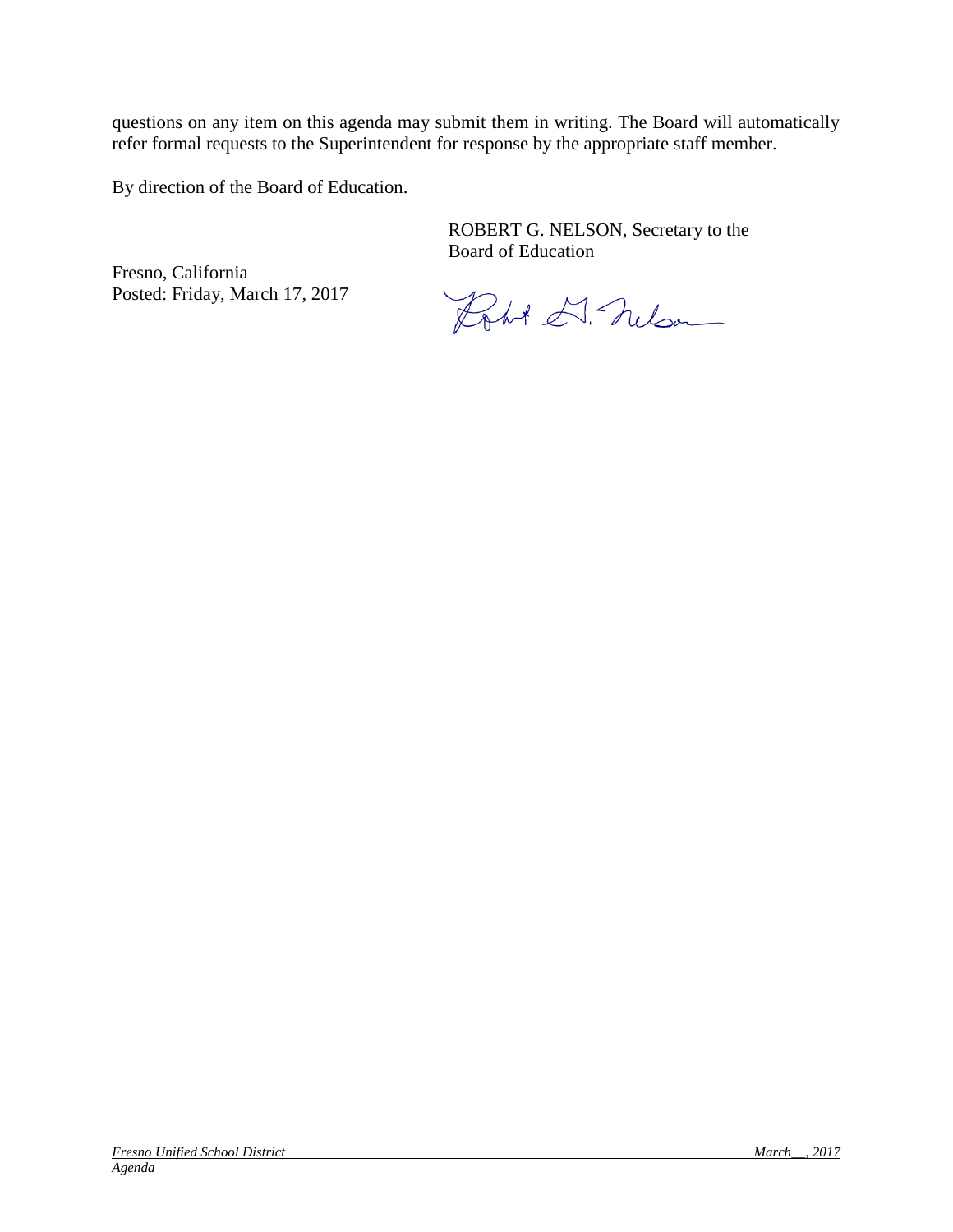questions on any item on this agenda may submit them in writing. The Board will automatically refer formal requests to the Superintendent for response by the appropriate staff member.

By direction of the Board of Education.

ROBERT G. NELSON, Secretary to the
Board of Education

Fresno, California
Posted: Friday, March 17, 2017